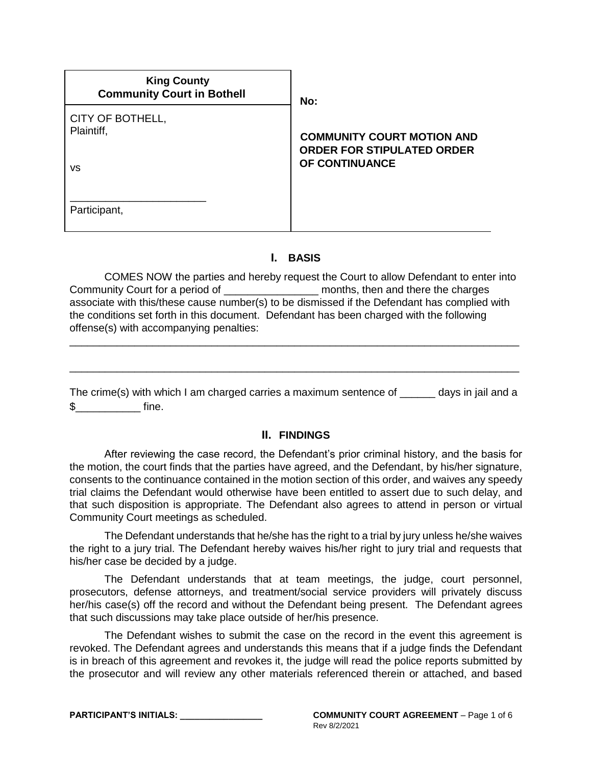| King County Community Court in Bothell | No: |
|---|---|
| CITY OF BOTHELL, Plaintiff, vs ________________________ Participant, | **COMMUNITY COURT MOTION AND ORDER FOR STIPULATED ORDER OF CONTINUANCE** |

## I. BASIS

COMES NOW the parties and hereby request the Court to allow Defendant to enter into Community Court for a period of ________________ months, then and there the charges associate with this/these cause number(s) to be dismissed if the Defendant has complied with the conditions set forth in this document. Defendant has been charged with the following offense(s) with accompanying penalties:

________________________________________________________________________________

________________________________________________________________________________

The crime(s) with which I am charged carries a maximum sentence of ______ days in jail and a $___________ fine.

## II. FINDINGS

After reviewing the case record, the Defendant's prior criminal history, and the basis for the motion, the court finds that the parties have agreed, and the Defendant, by his/her signature, consents to the continuance contained in the motion section of this order, and waives any speedy trial claims the Defendant would otherwise have been entitled to assert due to such delay, and that such disposition is appropriate. The Defendant also agrees to attend in person or virtual Community Court meetings as scheduled.

The Defendant understands that he/she has the right to a trial by jury unless he/she waives the right to a jury trial. The Defendant hereby waives his/her right to jury trial and requests that his/her case be decided by a judge.

The Defendant understands that at team meetings, the judge, court personnel, prosecutors, defense attorneys, and treatment/social service providers will privately discuss her/his case(s) off the record and without the Defendant being present. The Defendant agrees that such discussions may take place outside of her/his presence.

The Defendant wishes to submit the case on the record in the event this agreement is revoked. The Defendant agrees and understands this means that if a judge finds the Defendant is in breach of this agreement and revokes it, the judge will read the police reports submitted by the prosecutor and will review any other materials referenced therein or attached, and based

**PARTICIPANT'S INITIALS:** ________________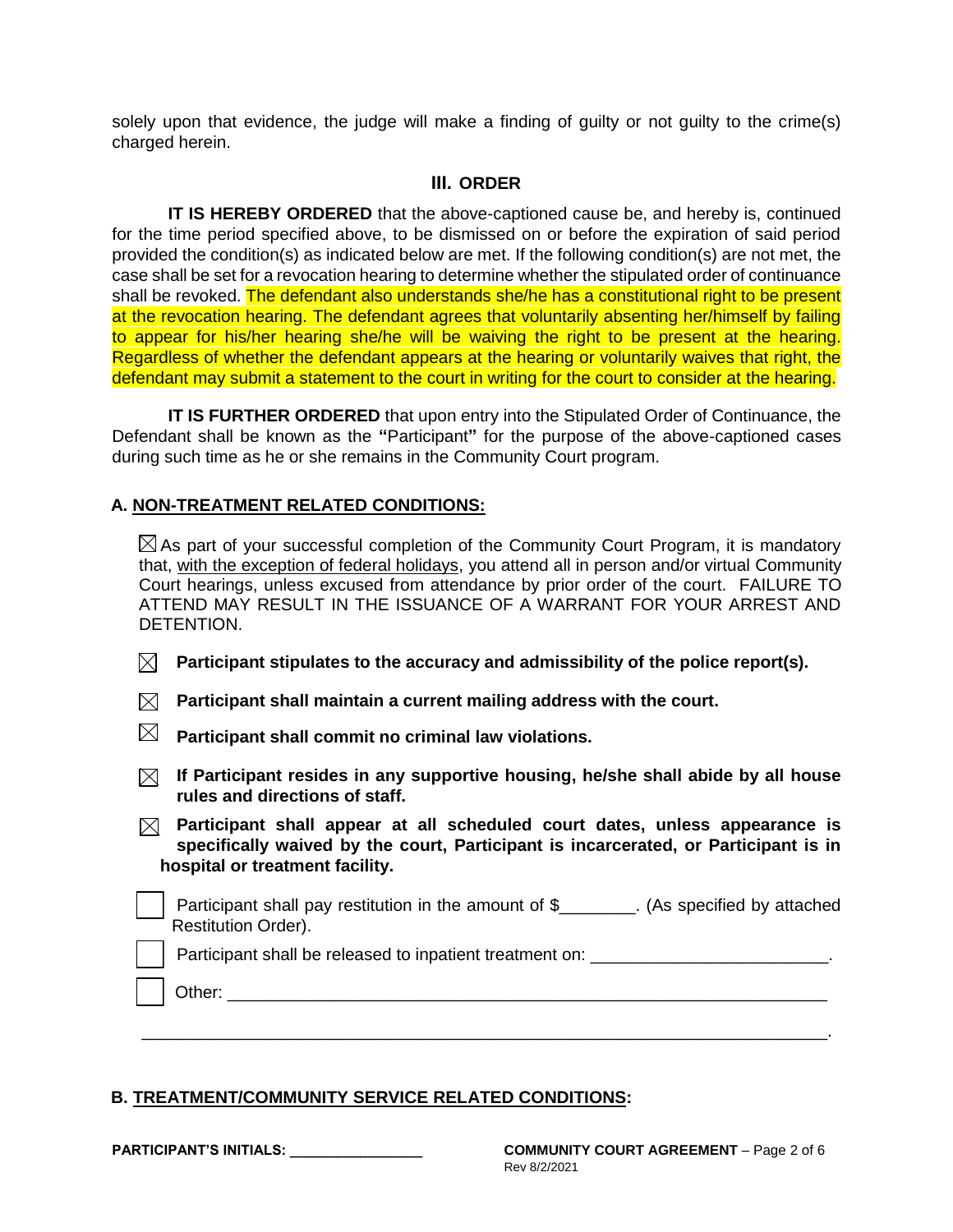solely upon that evidence, the judge will make a finding of guilty or not guilty to the crime(s) charged herein.

## III. ORDER

**IT IS HEREBY ORDERED** that the above-captioned cause be, and hereby is, continued for the time period specified above, to be dismissed on or before the expiration of said period provided the condition(s) as indicated below are met. If the following condition(s) are not met, the case shall be set for a revocation hearing to determine whether the stipulated order of continuance shall be revoked. The defendant also understands she/he has a constitutional right to be present at the revocation hearing. The defendant agrees that voluntarily absenting her/himself by failing to appear for his/her hearing she/he will be waiving the right to be present at the hearing. Regardless of whether the defendant appears at the hearing or voluntarily waives that right, the defendant may submit a statement to the court in writing for the court to consider at the hearing.

**IT IS FURTHER ORDERED** that upon entry into the Stipulated Order of Continuance, the Defendant shall be known as the **"**Participant**"** for the purpose of the above-captioned cases during such time as he or she remains in the Community Court program.

### A. NON-TREATMENT RELATED CONDITIONS:

☒ As part of your successful completion of the Community Court Program, it is mandatory that, with the exception of federal holidays, you attend all in person and/or virtual Community Court hearings, unless excused from attendance by prior order of the court. FAILURE TO ATTEND MAY RESULT IN THE ISSUANCE OF A WARRANT FOR YOUR ARREST AND DETENTION.

☒ **Participant stipulates to the accuracy and admissibility of the police report(s).**

☒ **Participant shall maintain a current mailing address with the court.**

☒ **Participant shall commit no criminal law violations.**

☒ **If Participant resides in any supportive housing, he/she shall abide by all house rules and directions of staff.**

☒ **Participant shall appear at all scheduled court dates, unless appearance is specifically waived by the court, Participant is incarcerated, or Participant is in hospital or treatment facility.**

☐ Participant shall pay restitution in the amount of $________. (As specified by attached Restitution Order).

☐ Participant shall be released to inpatient treatment on: ________________________.

☐ Other: ________________________________________________________________

________________________________________________________________________.

### B. TREATMENT/COMMUNITY SERVICE RELATED CONDITIONS:

PARTICIPANT'S INITIALS: ________________

COMMUNITY COURT AGREEMENT
Rev 8/2/2021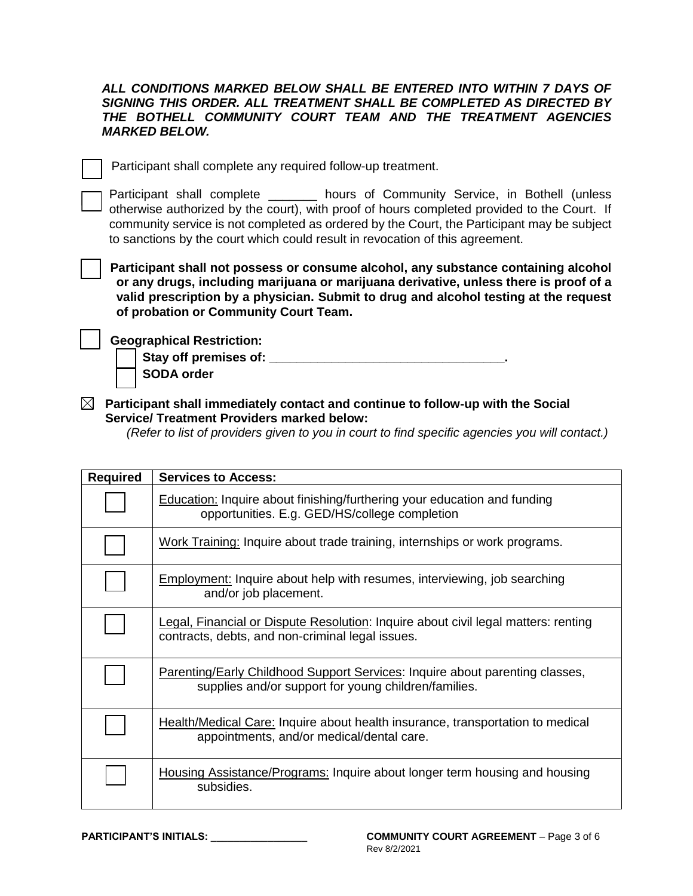***ALL CONDITIONS MARKED BELOW SHALL BE ENTERED INTO WITHIN 7 DAYS OF SIGNING THIS ORDER. ALL TREATMENT SHALL BE COMPLETED AS DIRECTED BY THE BOTHELL COMMUNITY COURT TEAM AND THE TREATMENT AGENCIES MARKED BELOW.***

☐ Participant shall complete any required follow-up treatment.

☐ Participant shall complete _______ hours of Community Service, in Bothell (unless otherwise authorized by the court), with proof of hours completed provided to the Court. If community service is not completed as ordered by the Court, the Participant may be subject to sanctions by the court which could result in revocation of this agreement.

☐ **Participant shall not possess or consume alcohol, any substance containing alcohol or any drugs, including marijuana or marijuana derivative, unless there is proof of a valid prescription by a physician. Submit to drug and alcohol testing at the request of probation or Community Court Team.**

☐ **Geographical Restriction:**

- ☐ **Stay off premises of: _________________________________.**
- ☐ **SODA order**

☒ **Participant shall immediately contact and continue to follow-up with the Social Service/ Treatment Providers marked below:**

*(Refer to list of providers given to you in court to find specific agencies you will contact.)*

| Required | Services to Access: |
|---|---|
| ☐ | Education: Inquire about finishing/furthering your education and funding opportunities. E.g. GED/HS/college completion |
| ☐ | Work Training: Inquire about trade training, internships or work programs. |
| ☐ | Employment: Inquire about help with resumes, interviewing, job searching and/or job placement. |
| ☐ | Legal, Financial or Dispute Resolution: Inquire about civil legal matters: renting contracts, debts, and non-criminal legal issues. |
| ☐ | Parenting/Early Childhood Support Services: Inquire about parenting classes, supplies and/or support for young children/families. |
| ☐ | Health/Medical Care: Inquire about health insurance, transportation to medical appointments, and/or medical/dental care. |
| ☐ | Housing Assistance/Programs: Inquire about longer term housing and housing subsidies. |

**PARTICIPANT'S INITIALS: ________________**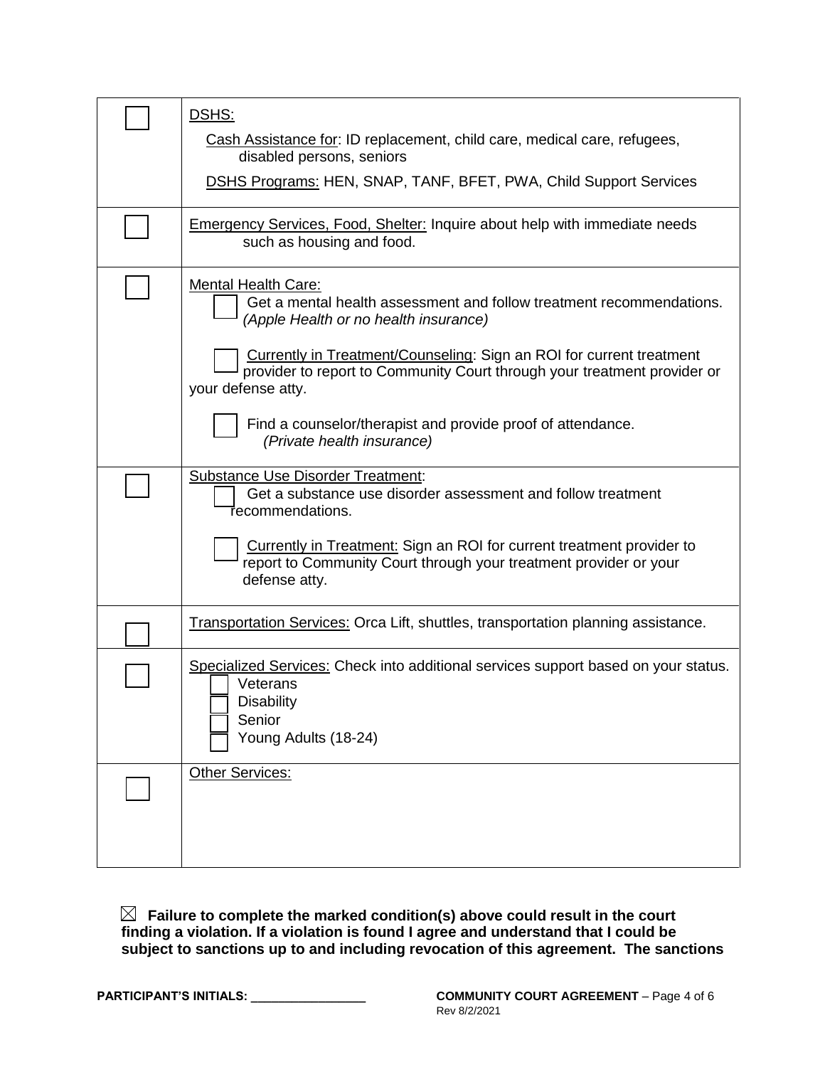| | |
|---|---|
| ☐ | DSHS:<br>Cash Assistance for: ID replacement, child care, medical care, refugees, disabled persons, seniors<br>DSHS Programs: HEN, SNAP, TANF, BFET, PWA, Child Support Services |
| ☐ | Emergency Services, Food, Shelter: Inquire about help with immediate needs such as housing and food. |
| ☐ | Mental Health Care:<br>☐ Get a mental health assessment and follow treatment recommendations. *(Apple Health or no health insurance)*<br>☐ Currently in Treatment/Counseling: Sign an ROI for current treatment provider to report to Community Court through your treatment provider or your defense atty.<br>☐ Find a counselor/therapist and provide proof of attendance. *(Private health insurance)* |
| ☐ | Substance Use Disorder Treatment:<br>☐ Get a substance use disorder assessment and follow treatment recommendations.<br>☐ Currently in Treatment: Sign an ROI for current treatment provider to report to Community Court through your treatment provider or your defense atty. |
| ☐ | Transportation Services: Orca Lift, shuttles, transportation planning assistance. |
| ☐ | Specialized Services: Check into additional services support based on your status.<br>☐ Veterans<br>☐ Disability<br>☐ Senior<br>☐ Young Adults (18-24) |
| ☐ | Other Services: |

☒ **Failure to complete the marked condition(s) above could result in the court finding a violation. If a violation is found I agree and understand that I could be subject to sanctions up to and including revocation of this agreement. The sanctions**

**PARTICIPANT'S INITIALS:** ________________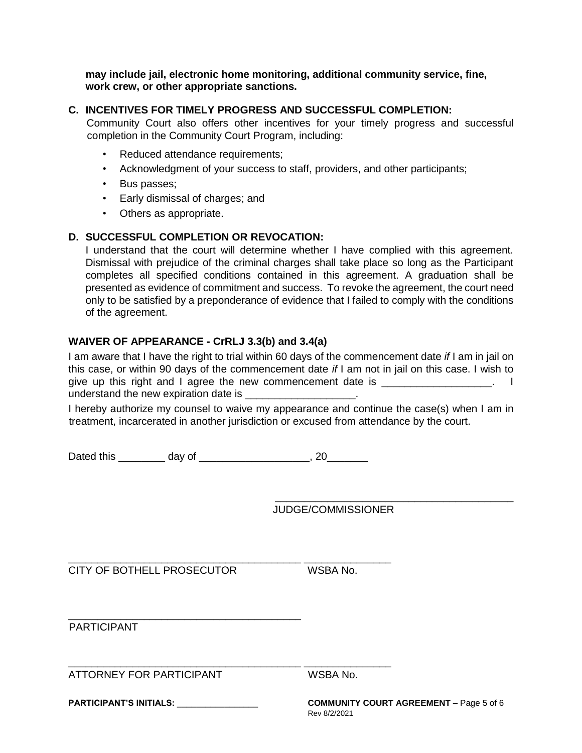**may include jail, electronic home monitoring, additional community service, fine, work crew, or other appropriate sanctions.**

### C. INCENTIVES FOR TIMELY PROGRESS AND SUCCESSFUL COMPLETION:

Community Court also offers other incentives for your timely progress and successful completion in the Community Court Program, including:

- Reduced attendance requirements;
- Acknowledgment of your success to staff, providers, and other participants;
- Bus passes;
- Early dismissal of charges; and
- Others as appropriate.

### D. SUCCESSFUL COMPLETION OR REVOCATION:

I understand that the court will determine whether I have complied with this agreement. Dismissal with prejudice of the criminal charges shall take place so long as the Participant completes all specified conditions contained in this agreement. A graduation shall be presented as evidence of commitment and success. To revoke the agreement, the court need only to be satisfied by a preponderance of evidence that I failed to comply with the conditions of the agreement.

### WAIVER OF APPEARANCE - CrRLJ 3.3(b) and 3.4(a)

I am aware that I have the right to trial within 60 days of the commencement date *if* I am in jail on this case, or within 90 days of the commencement date *if* I am not in jail on this case. I wish to give up this right and I agree the new commencement date is ___________________. I understand the new expiration date is ___________________.

I hereby authorize my counsel to waive my appearance and continue the case(s) when I am in treatment, incarcerated in another jurisdiction or excused from attendance by the court.

Dated this ________ day of ___________________, 20_______

_________________________________________
JUDGE/COMMISSIONER

_________________________________________ _______________
CITY OF BOTHELL PROSECUTOR WSBA No.

_________________________________________
PARTICIPANT

_________________________________________ _______________
ATTORNEY FOR PARTICIPANT WSBA No.

**PARTICIPANT'S INITIALS: ________________**

**COMMUNITY COURT AGREEMENT**
Rev 8/2/2021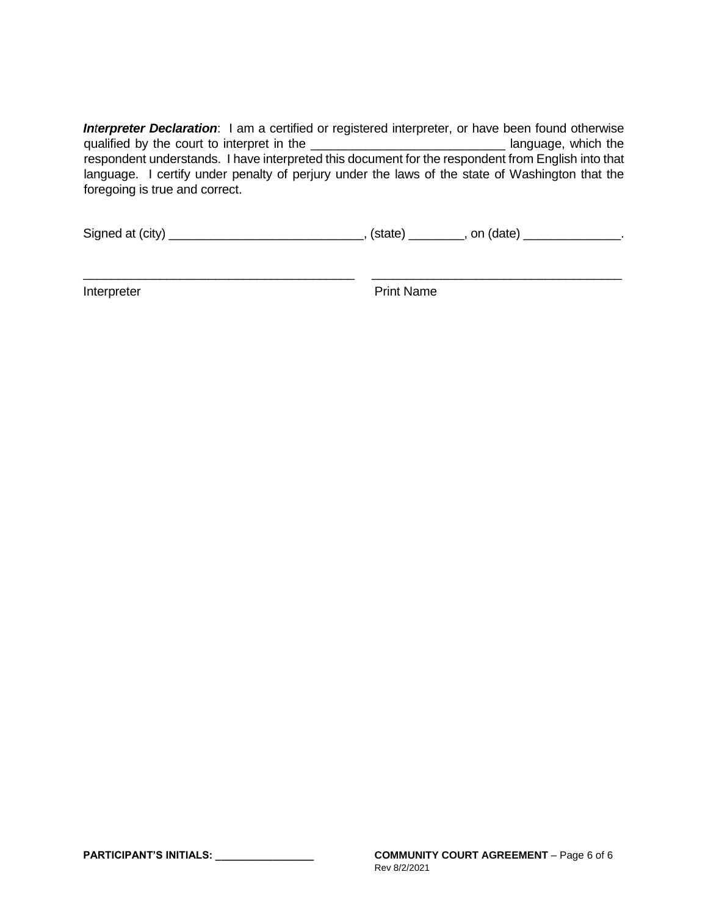***Interpreter Declaration***: I am a certified or registered interpreter, or have been found otherwise qualified by the court to interpret in the ____________________________ language, which the respondent understands. I have interpreted this document for the respondent from English into that language. I certify under penalty of perjury under the laws of the state of Washington that the foregoing is true and correct.

Signed at (city) ____________________________, (state) ________, on (date) ______________.

_______________________________________ ____________________________________

Interpreter Print Name

**PARTICIPANT'S INITIALS: ________________**

**COMMUNITY COURT AGREEMENT** – Page 6 of 6
Rev 8/2/2021